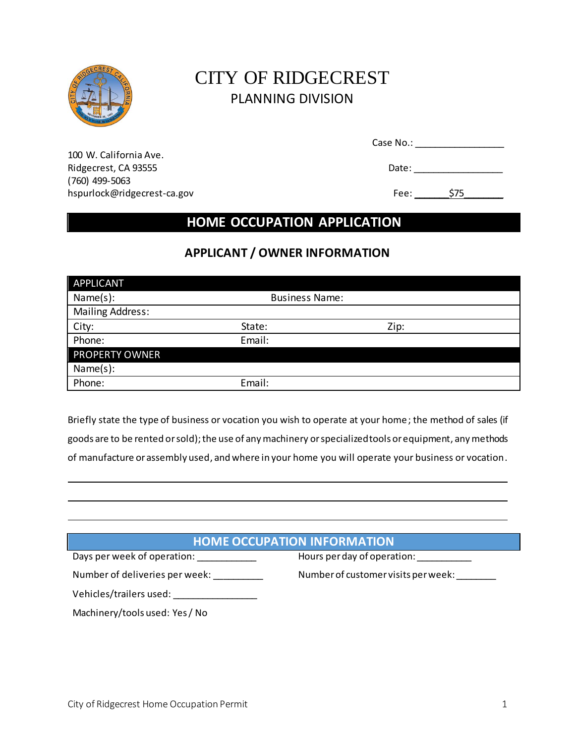# CITY OF RIDGECREST
## PLANNING DIVISION

100 W. California Ave.
Ridgecrest, CA 93555
(760) 499-5063
hspurlock@ridgecrest-ca.gov

Case No.: ________________

Date: ________________

Fee: ______$75_______

## HOME OCCUPATION APPLICATION

### APPLICANT / OWNER INFORMATION

| APPLICANT | | |
|---|---|---|
| Name(s): | Business Name: | |
| Mailing Address: | | |
| City: | State: | Zip: |
| Phone: | Email: | |
| **PROPERTY OWNER** | | |
| Name(s): | | |
| Phone: | Email: | |

Briefly state the type of business or vocation you wish to operate at your home; the method of sales (if goods are to be rented or sold); the use of any machinery or specialized tools or equipment, any methods of manufacture or assembly used, and where in your home you will operate your business or vocation.

______________________________________________________________________________

______________________________________________________________________________

______________________________________________________________________________

### HOME OCCUPATION INFORMATION

Days per week of operation: ___________ Hours per day of operation: __________

Number of deliveries per week: _________ Number of customer visits per week: _______

Vehicles/trailers used: _______________

Machinery/tools used: Yes / No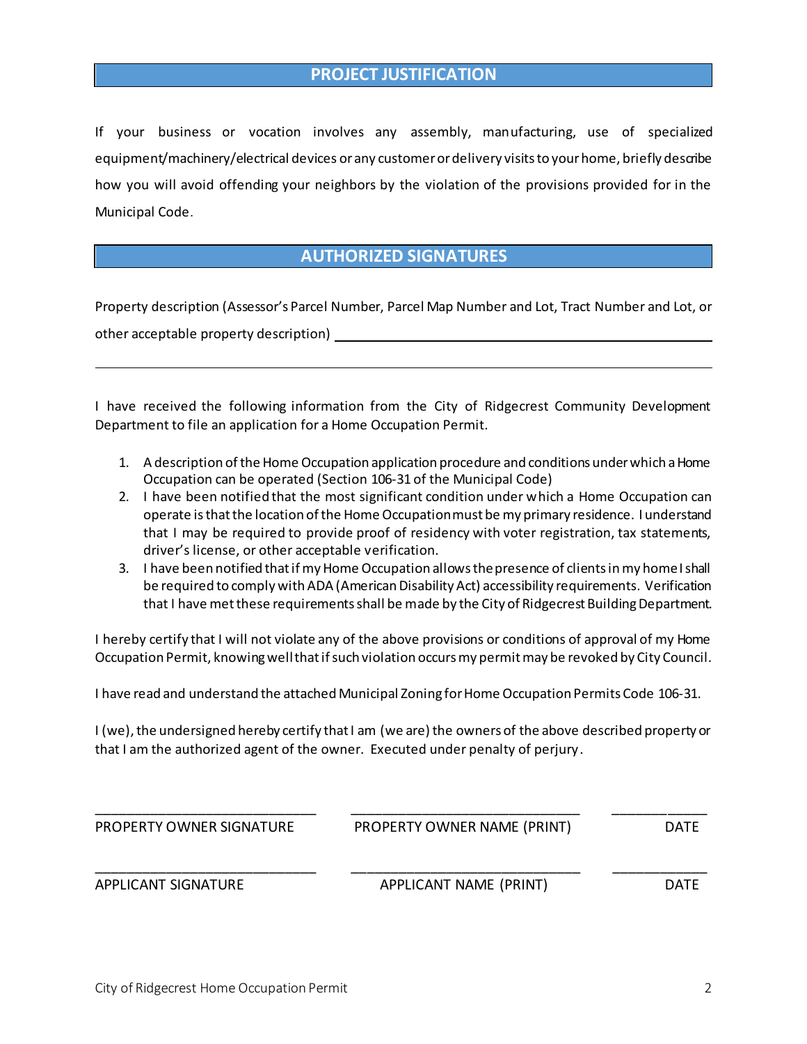## PROJECT JUSTIFICATION

If your business or vocation involves any assembly, manufacturing, use of specialized equipment/machinery/electrical devices or any customer or delivery visits to your home, briefly describe how you will avoid offending your neighbors by the violation of the provisions provided for in the Municipal Code.

## AUTHORIZED SIGNATURES

Property description (Assessor's Parcel Number, Parcel Map Number and Lot, Tract Number and Lot, or other acceptable property description) \_\_\_\_\_\_\_\_\_\_\_\_\_\_\_\_\_\_\_\_\_\_\_\_\_\_\_\_\_\_\_\_\_\_\_\_\_\_\_\_

\_\_\_\_\_\_\_\_\_\_\_\_\_\_\_\_\_\_\_\_\_\_\_\_\_\_\_\_\_\_\_\_\_\_\_\_\_\_\_\_\_\_\_\_\_\_\_\_\_\_\_\_\_\_\_\_\_\_\_\_\_\_\_\_\_\_\_\_\_\_\_\_\_\_\_\_

I have received the following information from the City of Ridgecrest Community Development Department to file an application for a Home Occupation Permit.

1. A description of the Home Occupation application procedure and conditions under which a Home Occupation can be operated (Section 106-31 of the Municipal Code)
2. I have been notified that the most significant condition under which a Home Occupation can operate is that the location of the Home Occupation must be my primary residence. I understand that I may be required to provide proof of residency with voter registration, tax statements, driver's license, or other acceptable verification.
3. I have been notified that if my Home Occupation allows the presence of clients in my home I shall be required to comply with ADA (American Disability Act) accessibility requirements. Verification that I have met these requirements shall be made by the City of Ridgecrest Building Department.

I hereby certify that I will not violate any of the above provisions or conditions of approval of my Home Occupation Permit, knowing well that if such violation occurs my permit may be revoked by City Council.

I have read and understand the attached Municipal Zoning for Home Occupation Permits Code 106-31.

I (we), the undersigned hereby certify that I am (we are) the owners of the above described property or that I am the authorized agent of the owner. Executed under penalty of perjury.

| | | |
|---|---|---|
| \_\_\_\_\_\_\_\_\_\_\_\_\_\_\_\_\_\_\_\_\_\_\_\_\_\_\_\_ | \_\_\_\_\_\_\_\_\_\_\_\_\_\_\_\_\_\_\_\_\_\_\_\_\_\_\_\_\_\_ | \_\_\_\_\_\_\_\_\_\_\_\_ |
| PROPERTY OWNER SIGNATURE | PROPERTY OWNER NAME (PRINT) | DATE |
| \_\_\_\_\_\_\_\_\_\_\_\_\_\_\_\_\_\_\_\_\_\_\_\_\_\_\_\_ | \_\_\_\_\_\_\_\_\_\_\_\_\_\_\_\_\_\_\_\_\_\_\_\_\_\_\_\_\_\_ | \_\_\_\_\_\_\_\_\_\_\_\_ |
| APPLICANT SIGNATURE | APPLICANT NAME (PRINT) | DATE |